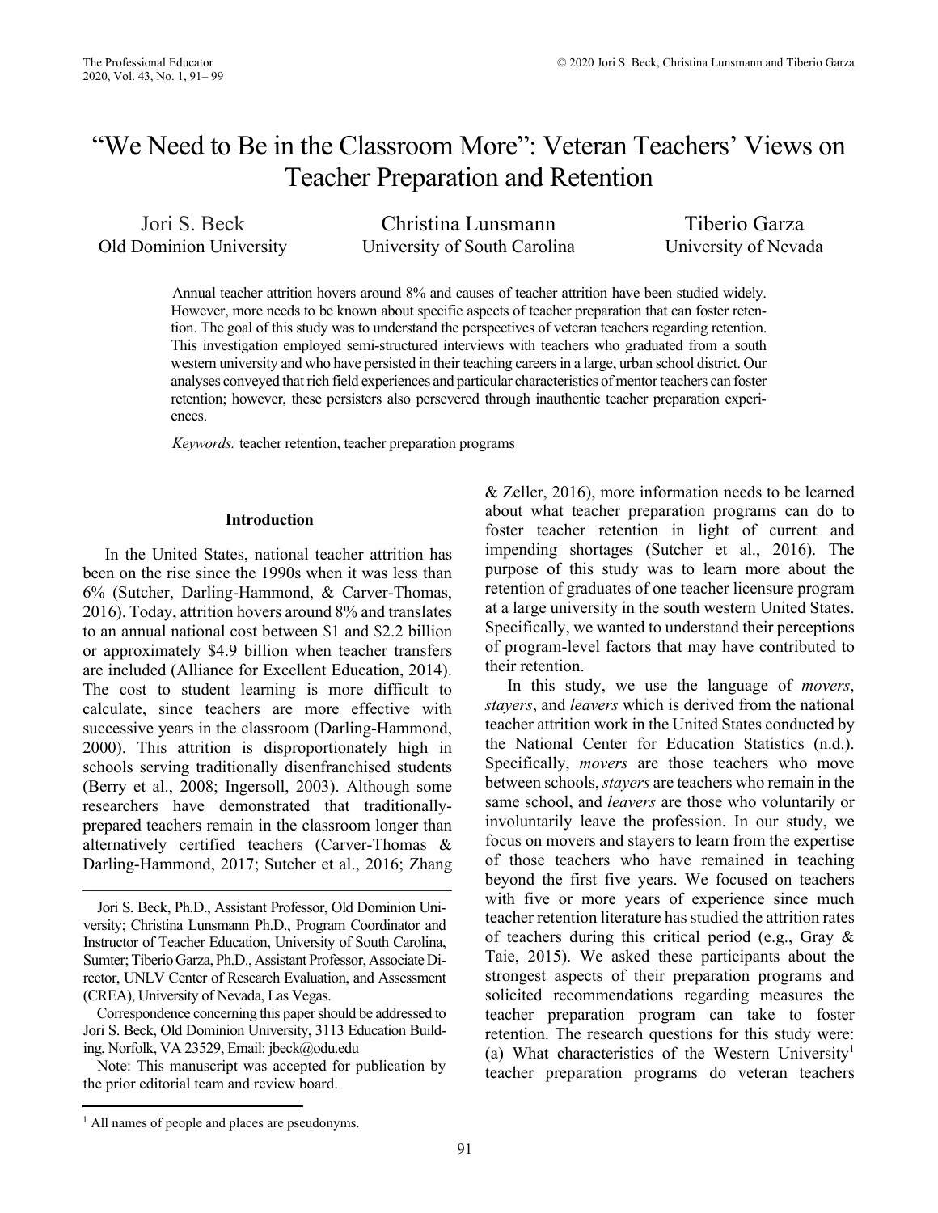# "We Need to Be in the Classroom More": Veteran Teachers' Views on Teacher Preparation and Retention

Jori S. Beck
Old Dominion University

Christina Lunsmann
University of South Carolina

Tiberio Garza
University of Nevada

Annual teacher attrition hovers around 8% and causes of teacher attrition have been studied widely. However, more needs to be known about specific aspects of teacher preparation that can foster retention. The goal of this study was to understand the perspectives of veteran teachers regarding retention. This investigation employed semi-structured interviews with teachers who graduated from a south western university and who have persisted in their teaching careers in a large, urban school district. Our analyses conveyed that rich field experiences and particular characteristics of mentor teachers can foster retention; however, these persisters also persevered through inauthentic teacher preparation experiences.

*Keywords:* teacher retention, teacher preparation programs

## Introduction

In the United States, national teacher attrition has been on the rise since the 1990s when it was less than 6% (Sutcher, Darling-Hammond, & Carver-Thomas, 2016). Today, attrition hovers around 8% and translates to an annual national cost between $1 and $2.2 billion or approximately $4.9 billion when teacher transfers are included (Alliance for Excellent Education, 2014). The cost to student learning is more difficult to calculate, since teachers are more effective with successive years in the classroom (Darling-Hammond, 2000). This attrition is disproportionately high in schools serving traditionally disenfranchised students (Berry et al., 2008; Ingersoll, 2003). Although some researchers have demonstrated that traditionally-prepared teachers remain in the classroom longer than alternatively certified teachers (Carver-Thomas & Darling-Hammond, 2017; Sutcher et al., 2016; Zhang & Zeller, 2016), more information needs to be learned about what teacher preparation programs can do to foster teacher retention in light of current and impending shortages (Sutcher et al., 2016). The purpose of this study was to learn more about the retention of graduates of one teacher licensure program at a large university in the south western United States. Specifically, we wanted to understand their perceptions of program-level factors that may have contributed to their retention.

In this study, we use the language of *movers*, *stayers*, and *leavers* which is derived from the national teacher attrition work in the United States conducted by the National Center for Education Statistics (n.d.). Specifically, *movers* are those teachers who move between schools, *stayers* are teachers who remain in the same school, and *leavers* are those who voluntarily or involuntarily leave the profession. In our study, we focus on movers and stayers to learn from the expertise of those teachers who have remained in teaching beyond the first five years. We focused on teachers with five or more years of experience since much teacher retention literature has studied the attrition rates of teachers during this critical period (e.g., Gray & Taie, 2015). We asked these participants about the strongest aspects of their preparation programs and solicited recommendations regarding measures the teacher preparation program can take to foster retention. The research questions for this study were: (a) What characteristics of the Western University[1] teacher preparation programs do veteran teachers

---

Jori S. Beck, Ph.D., Assistant Professor, Old Dominion University; Christina Lunsmann Ph.D., Program Coordinator and Instructor of Teacher Education, University of South Carolina, Sumter; Tiberio Garza, Ph.D., Assistant Professor, Associate Director, UNLV Center of Research Evaluation, and Assessment (CREA), University of Nevada, Las Vegas.

Correspondence concerning this paper should be addressed to Jori S. Beck, Old Dominion University, 3113 Education Building, Norfolk, VA 23529, Email: jbeck@odu.edu

Note: This manuscript was accepted for publication by the prior editorial team and review board.

[1] All names of people and places are pseudonyms.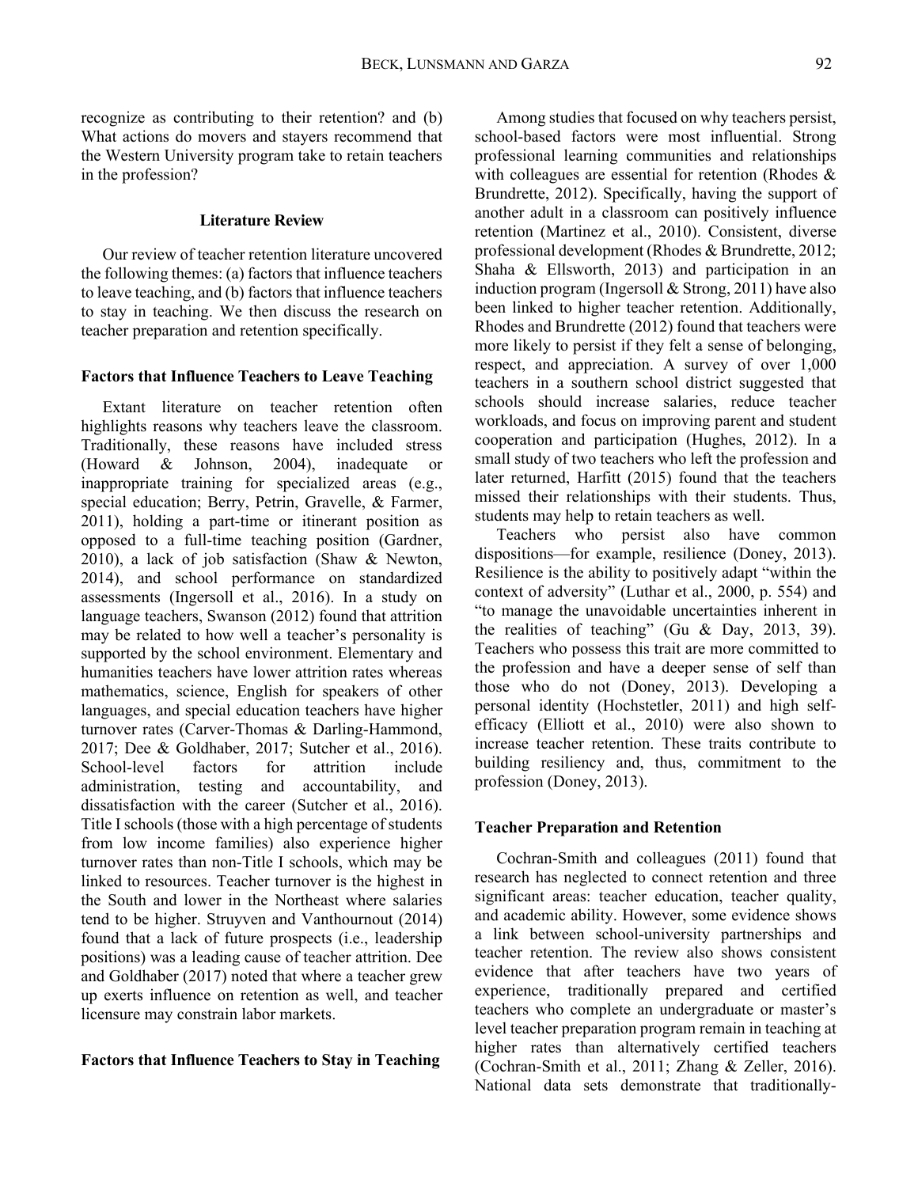recognize as contributing to their retention? and (b) What actions do movers and stayers recommend that the Western University program take to retain teachers in the profession?

## Literature Review

Our review of teacher retention literature uncovered the following themes: (a) factors that influence teachers to leave teaching, and (b) factors that influence teachers to stay in teaching. We then discuss the research on teacher preparation and retention specifically.

### Factors that Influence Teachers to Leave Teaching

Extant literature on teacher retention often highlights reasons why teachers leave the classroom. Traditionally, these reasons have included stress (Howard & Johnson, 2004), inadequate or inappropriate training for specialized areas (e.g., special education; Berry, Petrin, Gravelle, & Farmer, 2011), holding a part-time or itinerant position as opposed to a full-time teaching position (Gardner, 2010), a lack of job satisfaction (Shaw & Newton, 2014), and school performance on standardized assessments (Ingersoll et al., 2016). In a study on language teachers, Swanson (2012) found that attrition may be related to how well a teacher's personality is supported by the school environment. Elementary and humanities teachers have lower attrition rates whereas mathematics, science, English for speakers of other languages, and special education teachers have higher turnover rates (Carver-Thomas & Darling-Hammond, 2017; Dee & Goldhaber, 2017; Sutcher et al., 2016). School-level factors for attrition include administration, testing and accountability, and dissatisfaction with the career (Sutcher et al., 2016). Title I schools (those with a high percentage of students from low income families) also experience higher turnover rates than non-Title I schools, which may be linked to resources. Teacher turnover is the highest in the South and lower in the Northeast where salaries tend to be higher. Struyven and Vanthournout (2014) found that a lack of future prospects (i.e., leadership positions) was a leading cause of teacher attrition. Dee and Goldhaber (2017) noted that where a teacher grew up exerts influence on retention as well, and teacher licensure may constrain labor markets.

### Factors that Influence Teachers to Stay in Teaching

Among studies that focused on why teachers persist, school-based factors were most influential. Strong professional learning communities and relationships with colleagues are essential for retention (Rhodes & Brundrette, 2012). Specifically, having the support of another adult in a classroom can positively influence retention (Martinez et al., 2010). Consistent, diverse professional development (Rhodes & Brundrette, 2012; Shaha & Ellsworth, 2013) and participation in an induction program (Ingersoll & Strong, 2011) have also been linked to higher teacher retention. Additionally, Rhodes and Brundrette (2012) found that teachers were more likely to persist if they felt a sense of belonging, respect, and appreciation. A survey of over 1,000 teachers in a southern school district suggested that schools should increase salaries, reduce teacher workloads, and focus on improving parent and student cooperation and participation (Hughes, 2012). In a small study of two teachers who left the profession and later returned, Harfitt (2015) found that the teachers missed their relationships with their students. Thus, students may help to retain teachers as well.

Teachers who persist also have common dispositions—for example, resilience (Doney, 2013). Resilience is the ability to positively adapt "within the context of adversity" (Luthar et al., 2000, p. 554) and "to manage the unavoidable uncertainties inherent in the realities of teaching" (Gu & Day, 2013, 39). Teachers who possess this trait are more committed to the profession and have a deeper sense of self than those who do not (Doney, 2013). Developing a personal identity (Hochstetler, 2011) and high self-efficacy (Elliott et al., 2010) were also shown to increase teacher retention. These traits contribute to building resiliency and, thus, commitment to the profession (Doney, 2013).

### Teacher Preparation and Retention

Cochran-Smith and colleagues (2011) found that research has neglected to connect retention and three significant areas: teacher education, teacher quality, and academic ability. However, some evidence shows a link between school-university partnerships and teacher retention. The review also shows consistent evidence that after teachers have two years of experience, traditionally prepared and certified teachers who complete an undergraduate or master's level teacher preparation program remain in teaching at higher rates than alternatively certified teachers (Cochran-Smith et al., 2011; Zhang & Zeller, 2016). National data sets demonstrate that traditionally-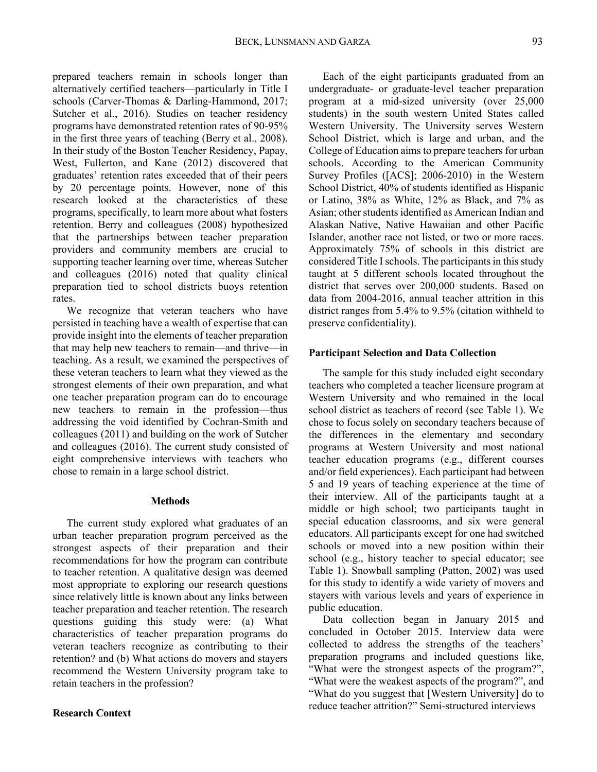prepared teachers remain in schools longer than alternatively certified teachers—particularly in Title I schools (Carver-Thomas & Darling-Hammond, 2017; Sutcher et al., 2016). Studies on teacher residency programs have demonstrated retention rates of 90-95% in the first three years of teaching (Berry et al., 2008). In their study of the Boston Teacher Residency, Papay, West, Fullerton, and Kane (2012) discovered that graduates' retention rates exceeded that of their peers by 20 percentage points. However, none of this research looked at the characteristics of these programs, specifically, to learn more about what fosters retention. Berry and colleagues (2008) hypothesized that the partnerships between teacher preparation providers and community members are crucial to supporting teacher learning over time, whereas Sutcher and colleagues (2016) noted that quality clinical preparation tied to school districts buoys retention rates.

We recognize that veteran teachers who have persisted in teaching have a wealth of expertise that can provide insight into the elements of teacher preparation that may help new teachers to remain—and thrive—in teaching. As a result, we examined the perspectives of these veteran teachers to learn what they viewed as the strongest elements of their own preparation, and what one teacher preparation program can do to encourage new teachers to remain in the profession—thus addressing the void identified by Cochran-Smith and colleagues (2011) and building on the work of Sutcher and colleagues (2016). The current study consisted of eight comprehensive interviews with teachers who chose to remain in a large school district.

## Methods

The current study explored what graduates of an urban teacher preparation program perceived as the strongest aspects of their preparation and their recommendations for how the program can contribute to teacher retention. A qualitative design was deemed most appropriate to exploring our research questions since relatively little is known about any links between teacher preparation and teacher retention. The research questions guiding this study were: (a) What characteristics of teacher preparation programs do veteran teachers recognize as contributing to their retention? and (b) What actions do movers and stayers recommend the Western University program take to retain teachers in the profession?

### Research Context

Each of the eight participants graduated from an undergraduate- or graduate-level teacher preparation program at a mid-sized university (over 25,000 students) in the south western United States called Western University. The University serves Western School District, which is large and urban, and the College of Education aims to prepare teachers for urban schools. According to the American Community Survey Profiles ([ACS]; 2006-2010) in the Western School District, 40% of students identified as Hispanic or Latino, 38% as White, 12% as Black, and 7% as Asian; other students identified as American Indian and Alaskan Native, Native Hawaiian and other Pacific Islander, another race not listed, or two or more races. Approximately 75% of schools in this district are considered Title I schools. The participants in this study taught at 5 different schools located throughout the district that serves over 200,000 students. Based on data from 2004-2016, annual teacher attrition in this district ranges from 5.4% to 9.5% (citation withheld to preserve confidentiality).

### Participant Selection and Data Collection

The sample for this study included eight secondary teachers who completed a teacher licensure program at Western University and who remained in the local school district as teachers of record (see Table 1). We chose to focus solely on secondary teachers because of the differences in the elementary and secondary programs at Western University and most national teacher education programs (e.g., different courses and/or field experiences). Each participant had between 5 and 19 years of teaching experience at the time of their interview. All of the participants taught at a middle or high school; two participants taught in special education classrooms, and six were general educators. All participants except for one had switched schools or moved into a new position within their school (e.g., history teacher to special educator; see Table 1). Snowball sampling (Patton, 2002) was used for this study to identify a wide variety of movers and stayers with various levels and years of experience in public education.

Data collection began in January 2015 and concluded in October 2015. Interview data were collected to address the strengths of the teachers' preparation programs and included questions like, "What were the strongest aspects of the program?", "What were the weakest aspects of the program?", and "What do you suggest that [Western University] do to reduce teacher attrition?" Semi-structured interviews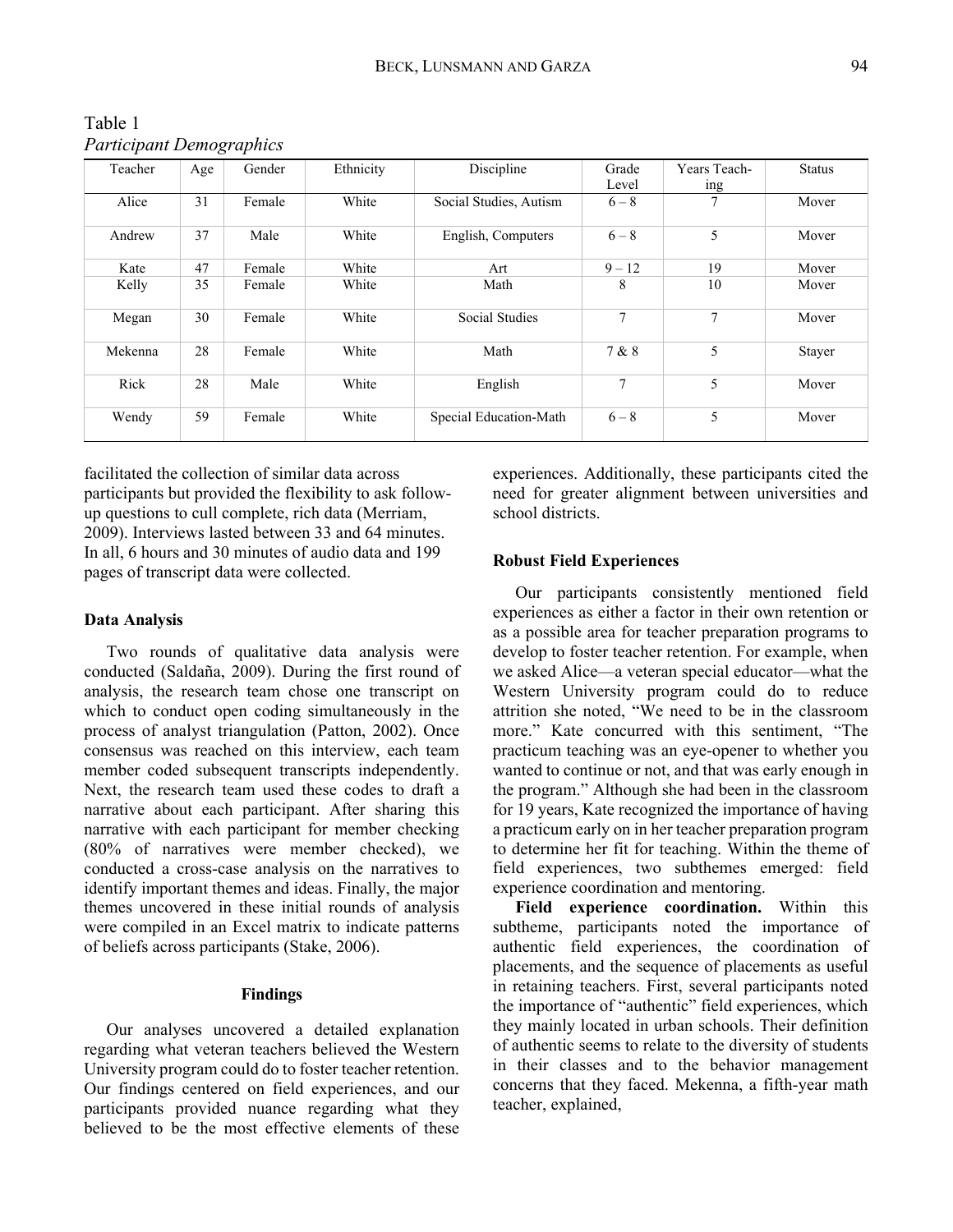Table 1
*Participant Demographics*

| Teacher | Age | Gender | Ethnicity | Discipline | Grade Level | Years Teaching | Status |
|---|---|---|---|---|---|---|---|
| Alice | 31 | Female | White | Social Studies, Autism | 6 – 8 | 7 | Mover |
| Andrew | 37 | Male | White | English, Computers | 6 – 8 | 5 | Mover |
| Kate | 47 | Female | White | Art | 9 – 12 | 19 | Mover |
| Kelly | 35 | Female | White | Math | 8 | 10 | Mover |
| Megan | 30 | Female | White | Social Studies | 7 | 7 | Mover |
| Mekenna | 28 | Female | White | Math | 7 & 8 | 5 | Stayer |
| Rick | 28 | Male | White | English | 7 | 5 | Mover |
| Wendy | 59 | Female | White | Special Education-Math | 6 – 8 | 5 | Mover |

facilitated the collection of similar data across participants but provided the flexibility to ask follow-up questions to cull complete, rich data (Merriam, 2009). Interviews lasted between 33 and 64 minutes. In all, 6 hours and 30 minutes of audio data and 199 pages of transcript data were collected.

### Data Analysis

Two rounds of qualitative data analysis were conducted (Saldaña, 2009). During the first round of analysis, the research team chose one transcript on which to conduct open coding simultaneously in the process of analyst triangulation (Patton, 2002). Once consensus was reached on this interview, each team member coded subsequent transcripts independently. Next, the research team used these codes to draft a narrative about each participant. After sharing this narrative with each participant for member checking (80% of narratives were member checked), we conducted a cross-case analysis on the narratives to identify important themes and ideas. Finally, the major themes uncovered in these initial rounds of analysis were compiled in an Excel matrix to indicate patterns of beliefs across participants (Stake, 2006).

## Findings

Our analyses uncovered a detailed explanation regarding what veteran teachers believed the Western University program could do to foster teacher retention. Our findings centered on field experiences, and our participants provided nuance regarding what they believed to be the most effective elements of these experiences. Additionally, these participants cited the need for greater alignment between universities and school districts.

### Robust Field Experiences

Our participants consistently mentioned field experiences as either a factor in their own retention or as a possible area for teacher preparation programs to develop to foster teacher retention. For example, when we asked Alice—a veteran special educator—what the Western University program could do to reduce attrition she noted, "We need to be in the classroom more." Kate concurred with this sentiment, "The practicum teaching was an eye-opener to whether you wanted to continue or not, and that was early enough in the program." Although she had been in the classroom for 19 years, Kate recognized the importance of having a practicum early on in her teacher preparation program to determine her fit for teaching. Within the theme of field experiences, two subthemes emerged: field experience coordination and mentoring.

**Field experience coordination.** Within this subtheme, participants noted the importance of authentic field experiences, the coordination of placements, and the sequence of placements as useful in retaining teachers. First, several participants noted the importance of "authentic" field experiences, which they mainly located in urban schools. Their definition of authentic seems to relate to the diversity of students in their classes and to the behavior management concerns that they faced. Mekenna, a fifth-year math teacher, explained,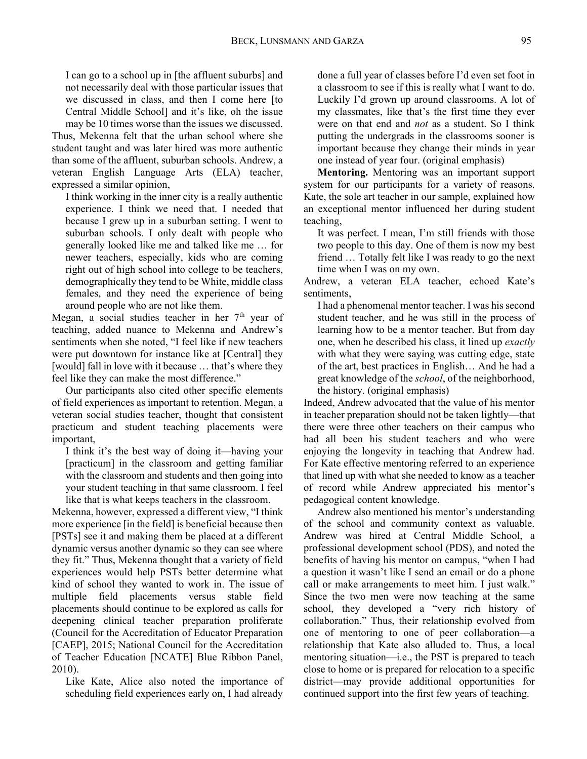> I can go to a school up in [the affluent suburbs] and not necessarily deal with those particular issues that we discussed in class, and then I come here [to Central Middle School] and it's like, oh the issue may be 10 times worse than the issues we discussed.

Thus, Mekenna felt that the urban school where she student taught and was later hired was more authentic than some of the affluent, suburban schools. Andrew, a veteran English Language Arts (ELA) teacher, expressed a similar opinion,

> I think working in the inner city is a really authentic experience. I think we need that. I needed that because I grew up in a suburban setting. I went to suburban schools. I only dealt with people who generally looked like me and talked like me … for newer teachers, especially, kids who are coming right out of high school into college to be teachers, demographically they tend to be White, middle class females, and they need the experience of being around people who are not like them.

Megan, a social studies teacher in her 7th year of teaching, added nuance to Mekenna and Andrew's sentiments when she noted, "I feel like if new teachers were put downtown for instance like at [Central] they [would] fall in love with it because … that's where they feel like they can make the most difference."

Our participants also cited other specific elements of field experiences as important to retention. Megan, a veteran social studies teacher, thought that consistent practicum and student teaching placements were important,

> I think it's the best way of doing it—having your [practicum] in the classroom and getting familiar with the classroom and students and then going into your student teaching in that same classroom. I feel like that is what keeps teachers in the classroom.

Mekenna, however, expressed a different view, "I think more experience [in the field] is beneficial because then [PSTs] see it and making them be placed at a different dynamic versus another dynamic so they can see where they fit." Thus, Mekenna thought that a variety of field experiences would help PSTs better determine what kind of school they wanted to work in. The issue of multiple field placements versus stable field placements should continue to be explored as calls for deepening clinical teacher preparation proliferate (Council for the Accreditation of Educator Preparation [CAEP], 2015; National Council for the Accreditation of Teacher Education [NCATE] Blue Ribbon Panel, 2010).

Like Kate, Alice also noted the importance of scheduling field experiences early on,

> I had already done a full year of classes before I'd even set foot in a classroom to see if this is really what I want to do. Luckily I'd grown up around classrooms. A lot of my classmates, like that's the first time they ever were on that end and *not* as a student. So I think putting the undergrads in the classrooms sooner is important because they change their minds in year one instead of year four. (original emphasis)

**Mentoring.** Mentoring was an important support system for our participants for a variety of reasons. Kate, the sole art teacher in our sample, explained how an exceptional mentor influenced her during student teaching,

> It was perfect. I mean, I'm still friends with those two people to this day. One of them is now my best friend … Totally felt like I was ready to go the next time when I was on my own.

Andrew, a veteran ELA teacher, echoed Kate's sentiments,

> I had a phenomenal mentor teacher. I was his second student teacher, and he was still in the process of learning how to be a mentor teacher. But from day one, when he described his class, it lined up *exactly* with what they were saying was cutting edge, state of the art, best practices in English… And he had a great knowledge of the *school*, of the neighborhood, the history. (original emphasis)

Indeed, Andrew advocated that the value of his mentor in teacher preparation should not be taken lightly—that there were three other teachers on their campus who had all been his student teachers and who were enjoying the longevity in teaching that Andrew had. For Kate effective mentoring referred to an experience that lined up with what she needed to know as a teacher of record while Andrew appreciated his mentor's pedagogical content knowledge.

Andrew also mentioned his mentor's understanding of the school and community context as valuable. Andrew was hired at Central Middle School, a professional development school (PDS), and noted the benefits of having his mentor on campus, "when I had a question it wasn't like I send an email or do a phone call or make arrangements to meet him. I just walk." Since the two men were now teaching at the same school, they developed a "very rich history of collaboration." Thus, their relationship evolved from one of mentoring to one of peer collaboration—a relationship that Kate also alluded to. Thus, a local mentoring situation—i.e., the PST is prepared to teach close to home or is prepared for relocation to a specific district—may provide additional opportunities for continued support into the first few years of teaching.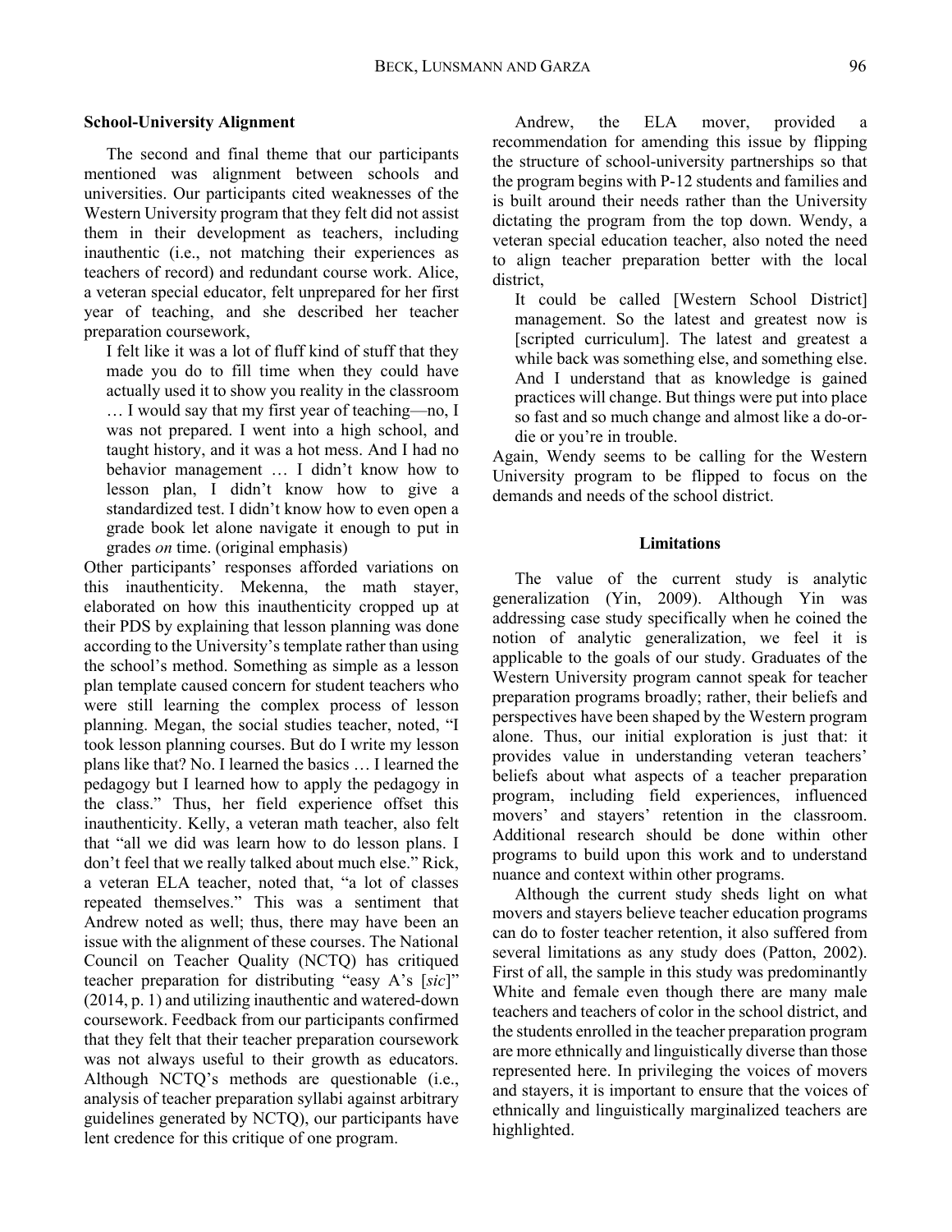### School-University Alignment

The second and final theme that our participants mentioned was alignment between schools and universities. Our participants cited weaknesses of the Western University program that they felt did not assist them in their development as teachers, including inauthentic (i.e., not matching their experiences as teachers of record) and redundant course work. Alice, a veteran special educator, felt unprepared for her first year of teaching, and she described her teacher preparation coursework,

> I felt like it was a lot of fluff kind of stuff that they made you do to fill time when they could have actually used it to show you reality in the classroom … I would say that my first year of teaching—no, I was not prepared. I went into a high school, and taught history, and it was a hot mess. And I had no behavior management … I didn't know how to lesson plan, I didn't know how to give a standardized test. I didn't know how to even open a grade book let alone navigate it enough to put in grades *on* time. (original emphasis)

Other participants' responses afforded variations on this inauthenticity. Mekenna, the math stayer, elaborated on how this inauthenticity cropped up at their PDS by explaining that lesson planning was done according to the University's template rather than using the school's method. Something as simple as a lesson plan template caused concern for student teachers who were still learning the complex process of lesson planning. Megan, the social studies teacher, noted, "I took lesson planning courses. But do I write my lesson plans like that? No. I learned the basics … I learned the pedagogy but I learned how to apply the pedagogy in the class." Thus, her field experience offset this inauthenticity. Kelly, a veteran math teacher, also felt that "all we did was learn how to do lesson plans. I don't feel that we really talked about much else." Rick, a veteran ELA teacher, noted that, "a lot of classes repeated themselves." This was a sentiment that Andrew noted as well; thus, there may have been an issue with the alignment of these courses. The National Council on Teacher Quality (NCTQ) has critiqued teacher preparation for distributing "easy A's [*sic*]" (2014, p. 1) and utilizing inauthentic and watered-down coursework. Feedback from our participants confirmed that they felt that their teacher preparation coursework was not always useful to their growth as educators. Although NCTQ's methods are questionable (i.e., analysis of teacher preparation syllabi against arbitrary guidelines generated by NCTQ), our participants have lent credence for this critique of one program.

Andrew, the ELA mover, provided a recommendation for amending this issue by flipping the structure of school-university partnerships so that the program begins with P-12 students and families and is built around their needs rather than the University dictating the program from the top down. Wendy, a veteran special education teacher, also noted the need to align teacher preparation better with the local district,

> It could be called [Western School District] management. So the latest and greatest now is [scripted curriculum]. The latest and greatest a while back was something else, and something else. And I understand that as knowledge is gained practices will change. But things were put into place so fast and so much change and almost like a do-or-die or you're in trouble.

Again, Wendy seems to be calling for the Western University program to be flipped to focus on the demands and needs of the school district.

## Limitations

The value of the current study is analytic generalization (Yin, 2009). Although Yin was addressing case study specifically when he coined the notion of analytic generalization, we feel it is applicable to the goals of our study. Graduates of the Western University program cannot speak for teacher preparation programs broadly; rather, their beliefs and perspectives have been shaped by the Western program alone. Thus, our initial exploration is just that: it provides value in understanding veteran teachers' beliefs about what aspects of a teacher preparation program, including field experiences, influenced movers' and stayers' retention in the classroom. Additional research should be done within other programs to build upon this work and to understand nuance and context within other programs.

Although the current study sheds light on what movers and stayers believe teacher education programs can do to foster teacher retention, it also suffered from several limitations as any study does (Patton, 2002). First of all, the sample in this study was predominantly White and female even though there are many male teachers and teachers of color in the school district, and the students enrolled in the teacher preparation program are more ethnically and linguistically diverse than those represented here. In privileging the voices of movers and stayers, it is important to ensure that the voices of ethnically and linguistically marginalized teachers are highlighted.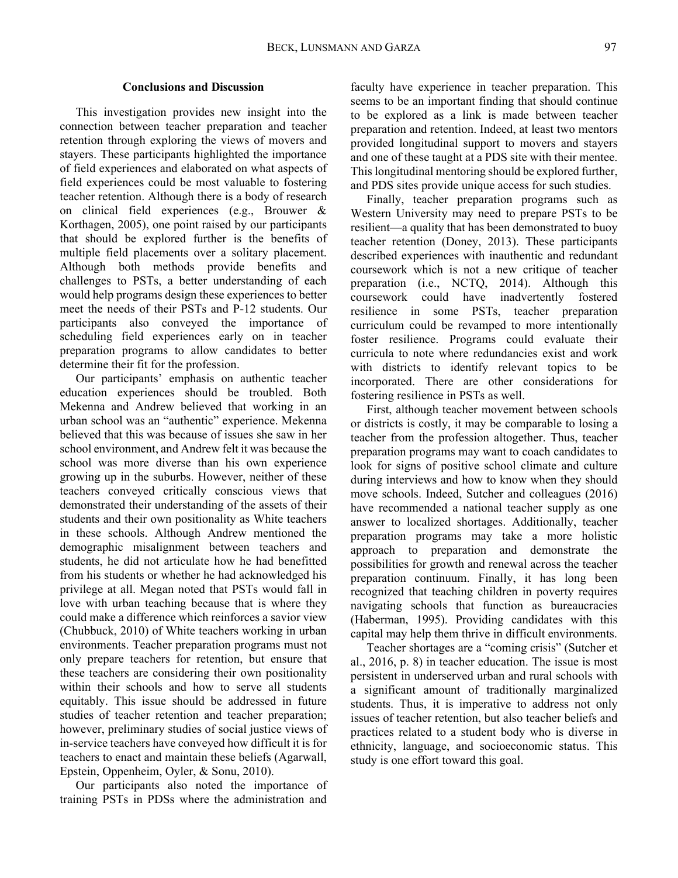## Conclusions and Discussion

This investigation provides new insight into the connection between teacher preparation and teacher retention through exploring the views of movers and stayers. These participants highlighted the importance of field experiences and elaborated on what aspects of field experiences could be most valuable to fostering teacher retention. Although there is a body of research on clinical field experiences (e.g., Brouwer & Korthagen, 2005), one point raised by our participants that should be explored further is the benefits of multiple field placements over a solitary placement. Although both methods provide benefits and challenges to PSTs, a better understanding of each would help programs design these experiences to better meet the needs of their PSTs and P-12 students. Our participants also conveyed the importance of scheduling field experiences early on in teacher preparation programs to allow candidates to better determine their fit for the profession.

Our participants' emphasis on authentic teacher education experiences should be troubled. Both Mekenna and Andrew believed that working in an urban school was an "authentic" experience. Mekenna believed that this was because of issues she saw in her school environment, and Andrew felt it was because the school was more diverse than his own experience growing up in the suburbs. However, neither of these teachers conveyed critically conscious views that demonstrated their understanding of the assets of their students and their own positionality as White teachers in these schools. Although Andrew mentioned the demographic misalignment between teachers and students, he did not articulate how he had benefitted from his students or whether he had acknowledged his privilege at all. Megan noted that PSTs would fall in love with urban teaching because that is where they could make a difference which reinforces a savior view (Chubbuck, 2010) of White teachers working in urban environments. Teacher preparation programs must not only prepare teachers for retention, but ensure that these teachers are considering their own positionality within their schools and how to serve all students equitably. This issue should be addressed in future studies of teacher retention and teacher preparation; however, preliminary studies of social justice views of in-service teachers have conveyed how difficult it is for teachers to enact and maintain these beliefs (Agarwall, Epstein, Oppenheim, Oyler, & Sonu, 2010).

Our participants also noted the importance of training PSTs in PDSs where the administration and faculty have experience in teacher preparation. This seems to be an important finding that should continue to be explored as a link is made between teacher preparation and retention. Indeed, at least two mentors provided longitudinal support to movers and stayers and one of these taught at a PDS site with their mentee. This longitudinal mentoring should be explored further, and PDS sites provide unique access for such studies.

Finally, teacher preparation programs such as Western University may need to prepare PSTs to be resilient—a quality that has been demonstrated to buoy teacher retention (Doney, 2013). These participants described experiences with inauthentic and redundant coursework which is not a new critique of teacher preparation (i.e., NCTQ, 2014). Although this coursework could have inadvertently fostered resilience in some PSTs, teacher preparation curriculum could be revamped to more intentionally foster resilience. Programs could evaluate their curricula to note where redundancies exist and work with districts to identify relevant topics to be incorporated. There are other considerations for fostering resilience in PSTs as well.

First, although teacher movement between schools or districts is costly, it may be comparable to losing a teacher from the profession altogether. Thus, teacher preparation programs may want to coach candidates to look for signs of positive school climate and culture during interviews and how to know when they should move schools. Indeed, Sutcher and colleagues (2016) have recommended a national teacher supply as one answer to localized shortages. Additionally, teacher preparation programs may take a more holistic approach to preparation and demonstrate the possibilities for growth and renewal across the teacher preparation continuum. Finally, it has long been recognized that teaching children in poverty requires navigating schools that function as bureaucracies (Haberman, 1995). Providing candidates with this capital may help them thrive in difficult environments.

Teacher shortages are a "coming crisis" (Sutcher et al., 2016, p. 8) in teacher education. The issue is most persistent in underserved urban and rural schools with a significant amount of traditionally marginalized students. Thus, it is imperative to address not only issues of teacher retention, but also teacher beliefs and practices related to a student body who is diverse in ethnicity, language, and socioeconomic status. This study is one effort toward this goal.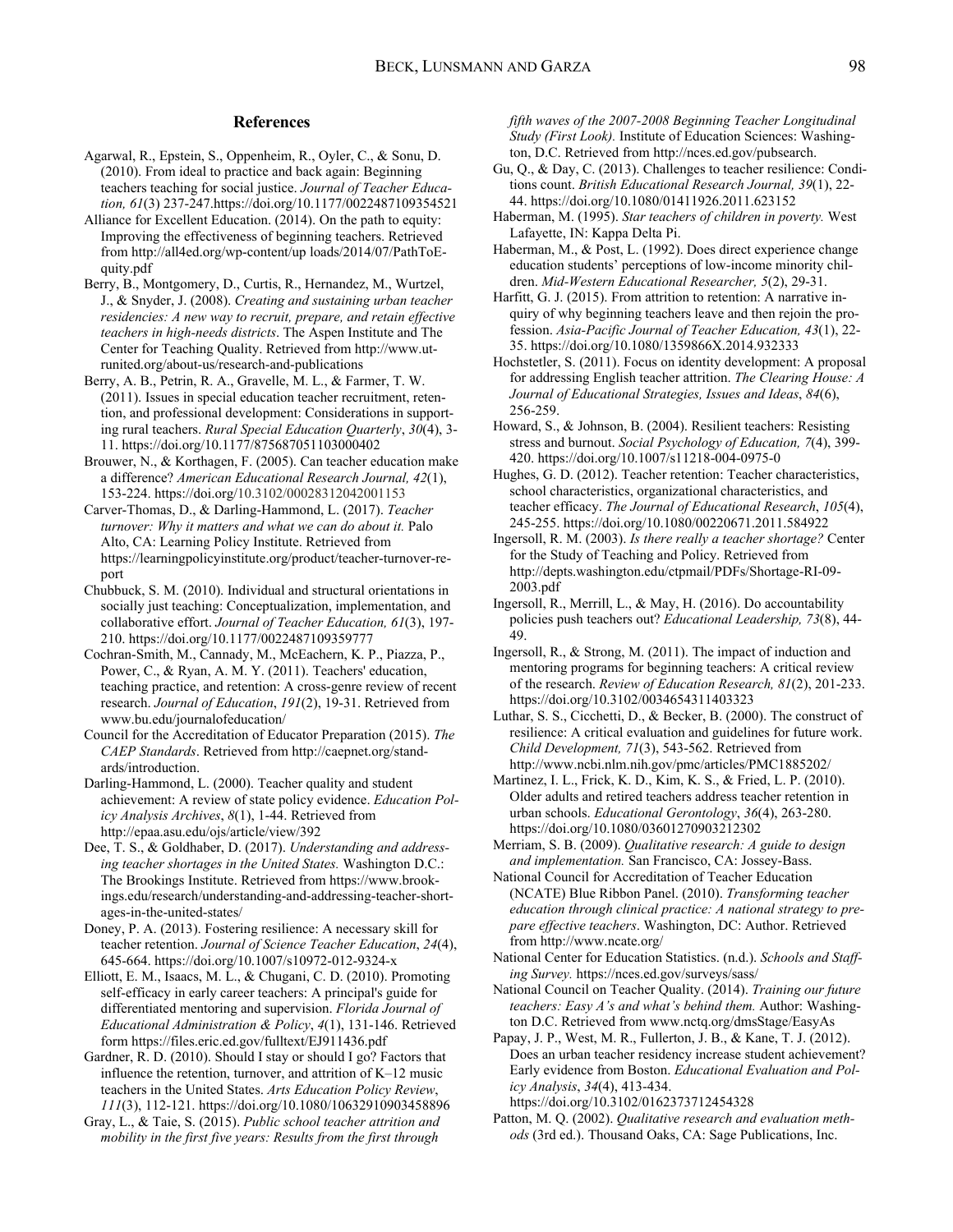## References

Agarwal, R., Epstein, S., Oppenheim, R., Oyler, C., & Sonu, D. (2010). From ideal to practice and back again: Beginning teachers teaching for social justice. *Journal of Teacher Education, 61*(3) 237-247.https://doi.org/10.1177/0022487109354521

Alliance for Excellent Education. (2014). On the path to equity: Improving the effectiveness of beginning teachers. Retrieved from http://all4ed.org/wp-content/up loads/2014/07/PathToEquity.pdf

Berry, B., Montgomery, D., Curtis, R., Hernandez, M., Wurtzel, J., & Snyder, J. (2008). *Creating and sustaining urban teacher residencies: A new way to recruit, prepare, and retain effective teachers in high-needs districts*. The Aspen Institute and The Center for Teaching Quality. Retrieved from http://www.utrunited.org/about-us/research-and-publications

Berry, A. B., Petrin, R. A., Gravelle, M. L., & Farmer, T. W. (2011). Issues in special education teacher recruitment, retention, and professional development: Considerations in supporting rural teachers. *Rural Special Education Quarterly*, *30*(4), 3-11. https://doi.org/10.1177/875687051103000402

Brouwer, N., & Korthagen, F. (2005). Can teacher education make a difference? *American Educational Research Journal, 42*(1), 153-224. https://doi.org/10.3102/00028312042001153

Carver-Thomas, D., & Darling-Hammond, L. (2017). *Teacher turnover: Why it matters and what we can do about it.* Palo Alto, CA: Learning Policy Institute. Retrieved from https://learningpolicyinstitute.org/product/teacher-turnover-report

Chubbuck, S. M. (2010). Individual and structural orientations in socially just teaching: Conceptualization, implementation, and collaborative effort. *Journal of Teacher Education, 61*(3), 197-210. https://doi.org/10.1177/0022487109359777

Cochran-Smith, M., Cannady, M., McEachern, K. P., Piazza, P., Power, C., & Ryan, A. M. Y. (2011). Teachers' education, teaching practice, and retention: A cross-genre review of recent research. *Journal of Education*, *191*(2), 19-31. Retrieved from www.bu.edu/journalofeducation/

Council for the Accreditation of Educator Preparation (2015). *The CAEP Standards*. Retrieved from http://caepnet.org/standards/introduction.

Darling-Hammond, L. (2000). Teacher quality and student achievement: A review of state policy evidence. *Education Policy Analysis Archives*, *8*(1), 1-44. Retrieved from http://epaa.asu.edu/ojs/article/view/392

Dee, T. S., & Goldhaber, D. (2017). *Understanding and addressing teacher shortages in the United States.* Washington D.C.: The Brookings Institute. Retrieved from https://www.brookings.edu/research/understanding-and-addressing-teacher-shortages-in-the-united-states/

Doney, P. A. (2013). Fostering resilience: A necessary skill for teacher retention. *Journal of Science Teacher Education*, *24*(4), 645-664. https://doi.org/10.1007/s10972-012-9324-x

Elliott, E. M., Isaacs, M. L., & Chugani, C. D. (2010). Promoting self-efficacy in early career teachers: A principal's guide for differentiated mentoring and supervision. *Florida Journal of Educational Administration & Policy*, *4*(1), 131-146. Retrieved form https://files.eric.ed.gov/fulltext/EJ911436.pdf

Gardner, R. D. (2010). Should I stay or should I go? Factors that influence the retention, turnover, and attrition of K–12 music teachers in the United States. *Arts Education Policy Review*, *111*(3), 112-121. https://doi.org/10.1080/10632910903458896

Gray, L., & Taie, S. (2015). *Public school teacher attrition and mobility in the first five years: Results from the first through fifth waves of the 2007-2008 Beginning Teacher Longitudinal Study (First Look).* Institute of Education Sciences: Washington, D.C. Retrieved from http://nces.ed.gov/pubsearch.

Gu, Q., & Day, C. (2013). Challenges to teacher resilience: Conditions count. *British Educational Research Journal, 39*(1), 22-44. https://doi.org/10.1080/01411926.2011.623152

Haberman, M. (1995). *Star teachers of children in poverty.* West Lafayette, IN: Kappa Delta Pi.

Haberman, M., & Post, L. (1992). Does direct experience change education students' perceptions of low-income minority children. *Mid-Western Educational Researcher, 5*(2), 29-31.

Harfitt, G. J. (2015). From attrition to retention: A narrative inquiry of why beginning teachers leave and then rejoin the profession. *Asia-Pacific Journal of Teacher Education, 43*(1), 22-35. https://doi.org/10.1080/1359866X.2014.932333

Hochstetler, S. (2011). Focus on identity development: A proposal for addressing English teacher attrition. *The Clearing House: A Journal of Educational Strategies, Issues and Ideas*, *84*(6), 256-259.

Howard, S., & Johnson, B. (2004). Resilient teachers: Resisting stress and burnout. *Social Psychology of Education, 7*(4), 399-420. https://doi.org/10.1007/s11218-004-0975-0

Hughes, G. D. (2012). Teacher retention: Teacher characteristics, school characteristics, organizational characteristics, and teacher efficacy. *The Journal of Educational Research*, *105*(4), 245-255. https://doi.org/10.1080/00220671.2011.584922

Ingersoll, R. M. (2003). *Is there really a teacher shortage?* Center for the Study of Teaching and Policy. Retrieved from http://depts.washington.edu/ctpmail/PDFs/Shortage-RI-09-2003.pdf

Ingersoll, R., Merrill, L., & May, H. (2016). Do accountability policies push teachers out? *Educational Leadership, 73*(8), 44-49.

Ingersoll, R., & Strong, M. (2011). The impact of induction and mentoring programs for beginning teachers: A critical review of the research. *Review of Education Research, 81*(2), 201-233. https://doi.org/10.3102/0034654311403323

Luthar, S. S., Cicchetti, D., & Becker, B. (2000). The construct of resilience: A critical evaluation and guidelines for future work. *Child Development, 71*(3), 543-562. Retrieved from http://www.ncbi.nlm.nih.gov/pmc/articles/PMC1885202/

Martinez, I. L., Frick, K. D., Kim, K. S., & Fried, L. P. (2010). Older adults and retired teachers address teacher retention in urban schools. *Educational Gerontology*, *36*(4), 263-280. https://doi.org/10.1080/03601270903212302

Merriam, S. B. (2009). *Qualitative research: A guide to design and implementation.* San Francisco, CA: Jossey-Bass.

National Council for Accreditation of Teacher Education (NCATE) Blue Ribbon Panel. (2010). *Transforming teacher education through clinical practice: A national strategy to prepare effective teachers*. Washington, DC: Author. Retrieved from http://www.ncate.org/

National Center for Education Statistics. (n.d.). *Schools and Staffing Survey.* https://nces.ed.gov/surveys/sass/

National Council on Teacher Quality. (2014). *Training our future teachers: Easy A's and what's behind them.* Author: Washington D.C. Retrieved from www.nctq.org/dmsStage/EasyAs

Papay, J. P., West, M. R., Fullerton, J. B., & Kane, T. J. (2012). Does an urban teacher residency increase student achievement? Early evidence from Boston. *Educational Evaluation and Policy Analysis*, *34*(4), 413-434. https://doi.org/10.3102/0162373712454328

Patton, M. Q. (2002). *Qualitative research and evaluation methods* (3rd ed.). Thousand Oaks, CA: Sage Publications, Inc.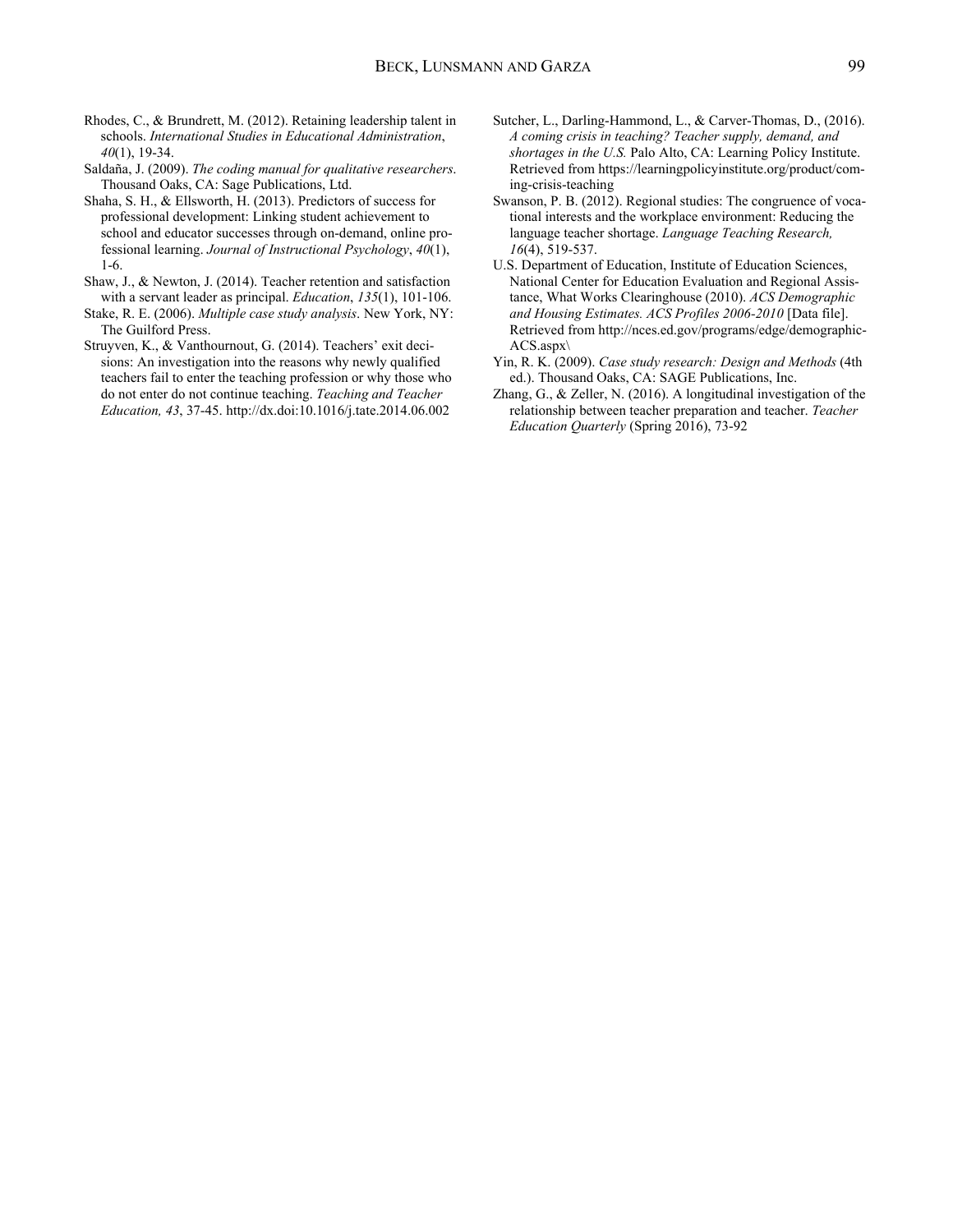Rhodes, C., & Brundrett, M. (2012). Retaining leadership talent in schools. *International Studies in Educational Administration*, *40*(1), 19-34.

Saldaña, J. (2009). *The coding manual for qualitative researchers*. Thousand Oaks, CA: Sage Publications, Ltd.

Shaha, S. H., & Ellsworth, H. (2013). Predictors of success for professional development: Linking student achievement to school and educator successes through on-demand, online professional learning. *Journal of Instructional Psychology*, *40*(1), 1-6.

Shaw, J., & Newton, J. (2014). Teacher retention and satisfaction with a servant leader as principal. *Education*, *135*(1), 101-106.

Stake, R. E. (2006). *Multiple case study analysis*. New York, NY: The Guilford Press.

Struyven, K., & Vanthournout, G. (2014). Teachers' exit decisions: An investigation into the reasons why newly qualified teachers fail to enter the teaching profession or why those who do not enter do not continue teaching. *Teaching and Teacher Education, 43*, 37-45. http://dx.doi:10.1016/j.tate.2014.06.002

Sutcher, L., Darling-Hammond, L., & Carver-Thomas, D., (2016). *A coming crisis in teaching? Teacher supply, demand, and shortages in the U.S.* Palo Alto, CA: Learning Policy Institute. Retrieved from https://learningpolicyinstitute.org/product/coming-crisis-teaching

Swanson, P. B. (2012). Regional studies: The congruence of vocational interests and the workplace environment: Reducing the language teacher shortage. *Language Teaching Research, 16*(4), 519-537.

U.S. Department of Education, Institute of Education Sciences, National Center for Education Evaluation and Regional Assistance, What Works Clearinghouse (2010). *ACS Demographic and Housing Estimates. ACS Profiles 2006-2010* [Data file]. Retrieved from http://nces.ed.gov/programs/edge/demographic-ACS.aspx\

Yin, R. K. (2009). *Case study research: Design and Methods* (4th ed.). Thousand Oaks, CA: SAGE Publications, Inc.

Zhang, G., & Zeller, N. (2016). A longitudinal investigation of the relationship between teacher preparation and teacher. *Teacher Education Quarterly* (Spring 2016), 73-92